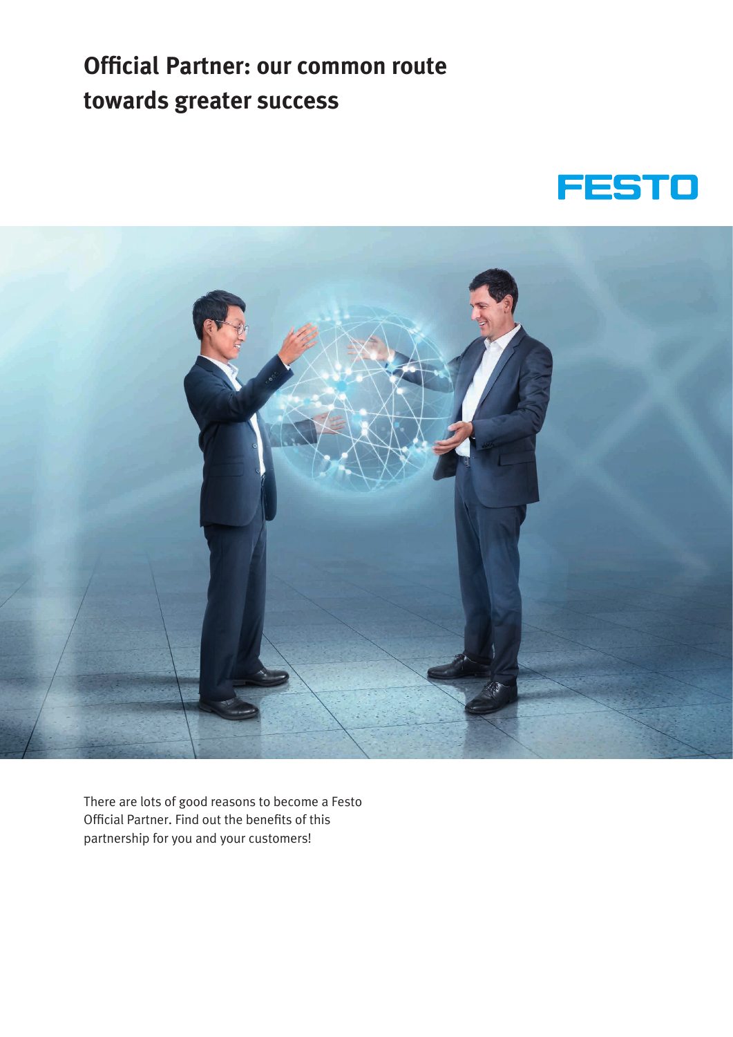# Official Partner: our common route towards greater success

FESTO

There are lots of good reasons to become a Festo Official Partner. Find out the benefits of this partnership for you and your customers!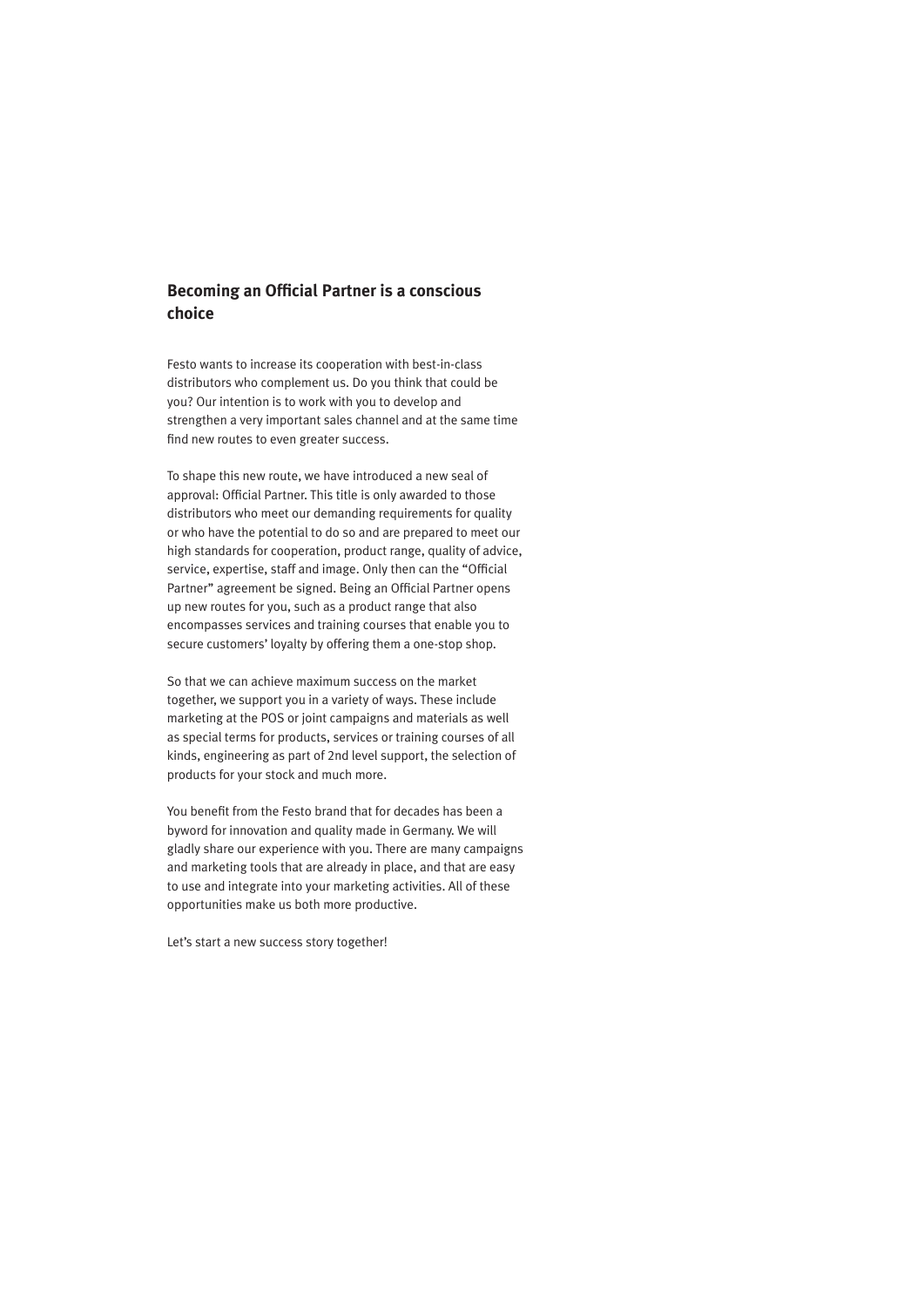## Becoming an Official Partner is a conscious choice

Festo wants to increase its cooperation with best-in-class distributors who complement us. Do you think that could be you? Our intention is to work with you to develop and strengthen a very important sales channel and at the same time find new routes to even greater success.

To shape this new route, we have introduced a new seal of approval: Official Partner. This title is only awarded to those distributors who meet our demanding requirements for quality or who have the potential to do so and are prepared to meet our high standards for cooperation, product range, quality of advice, service, expertise, staff and image. Only then can the "Official Partner" agreement be signed. Being an Official Partner opens up new routes for you, such as a product range that also encompasses services and training courses that enable you to secure customers' loyalty by offering them a one-stop shop.

So that we can achieve maximum success on the market together, we support you in a variety of ways. These include marketing at the POS or joint campaigns and materials as well as special terms for products, services or training courses of all kinds, engineering as part of 2nd level support, the selection of products for your stock and much more.

You benefit from the Festo brand that for decades has been a byword for innovation and quality made in Germany. We will gladly share our experience with you. There are many campaigns and marketing tools that are already in place, and that are easy to use and integrate into your marketing activities. All of these opportunities make us both more productive.

Let's start a new success story together!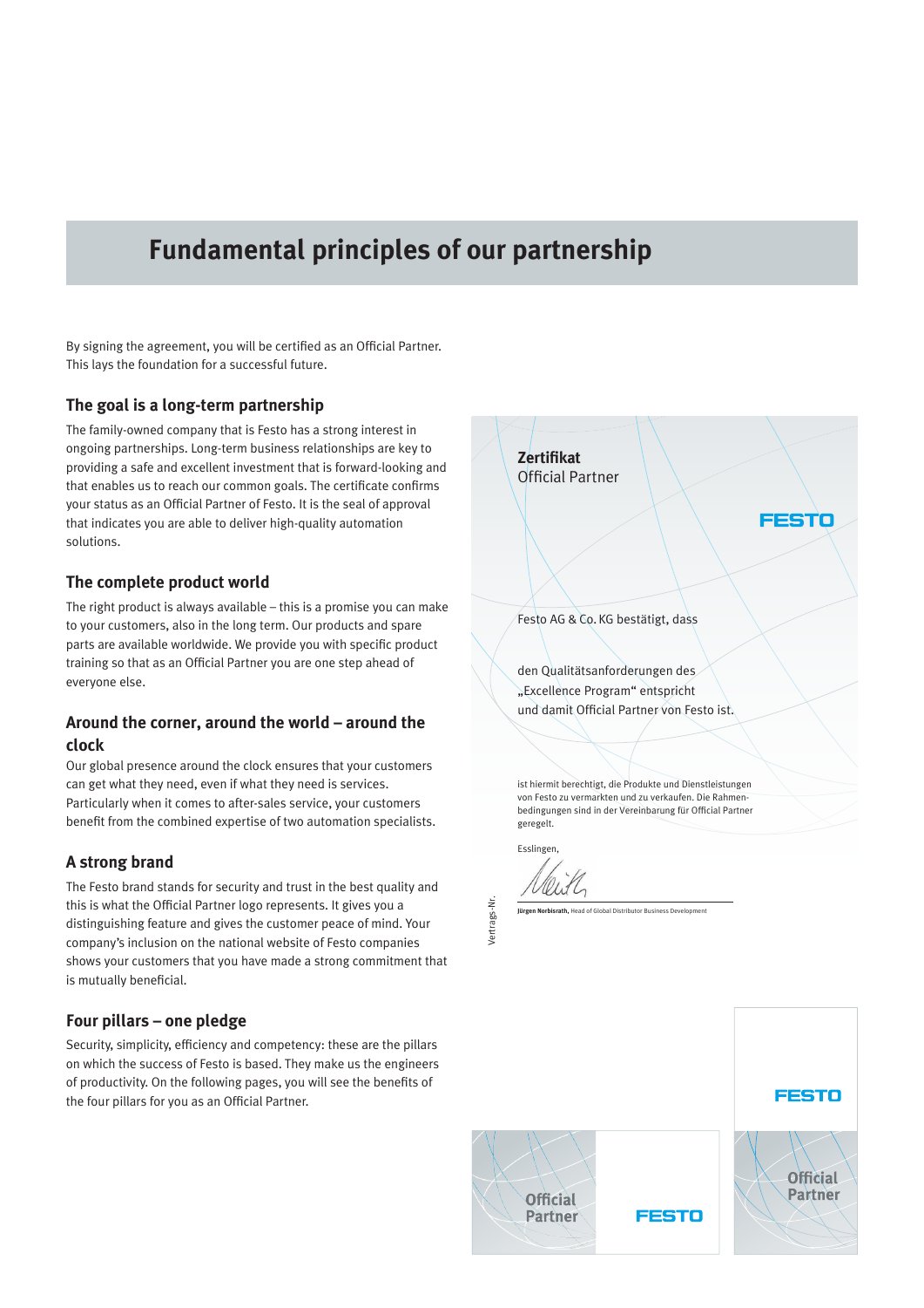# Fundamental principles of our partnership

By signing the agreement, you will be certified as an Official Partner. This lays the foundation for a successful future.

## The goal is a long-term partnership

The family-owned company that is Festo has a strong interest in ongoing partnerships. Long-term business relationships are key to providing a safe and excellent investment that is forward-looking and that enables us to reach our common goals. The certificate confirms your status as an Official Partner of Festo. It is the seal of approval that indicates you are able to deliver high-quality automation solutions.

## The complete product world

The right product is always available – this is a promise you can make to your customers, also in the long term. Our products and spare parts are available worldwide. We provide you with specific product training so that as an Official Partner you are one step ahead of everyone else.

## Around the corner, around the world – around the clock

Our global presence around the clock ensures that your customers can get what they need, even if what they need is services. Particularly when it comes to after-sales service, your customers benefit from the combined expertise of two automation specialists.

## A strong brand

The Festo brand stands for security and trust in the best quality and this is what the Official Partner logo represents. It gives you a distinguishing feature and gives the customer peace of mind. Your company's inclusion on the national website of Festo companies shows your customers that you have made a strong commitment that is mutually beneficial.

## Four pillars – one pledge

Security, simplicity, efficiency and competency: these are the pillars on which the success of Festo is based. They make us the engineers of productivity. On the following pages, you will see the benefits of the four pillars for you as an Official Partner.

**Zertifikat**
Official Partner

FESTO

Festo AG & Co. KG bestätigt, dass

den Qualitätsanforderungen des „Excellence Program" entspricht und damit Official Partner von Festo ist.

ist hiermit berechtigt, die Produkte und Dienstleistungen von Festo zu vermarkten und zu verkaufen. Die Rahmenbedingungen sind in der Vereinbarung für Official Partner geregelt.

Esslingen,

**Jürgen Norbisrath,** Head of Global Distributor Business Development

Vertrags-Nr.

Official Partner FESTO

FESTO Official Partner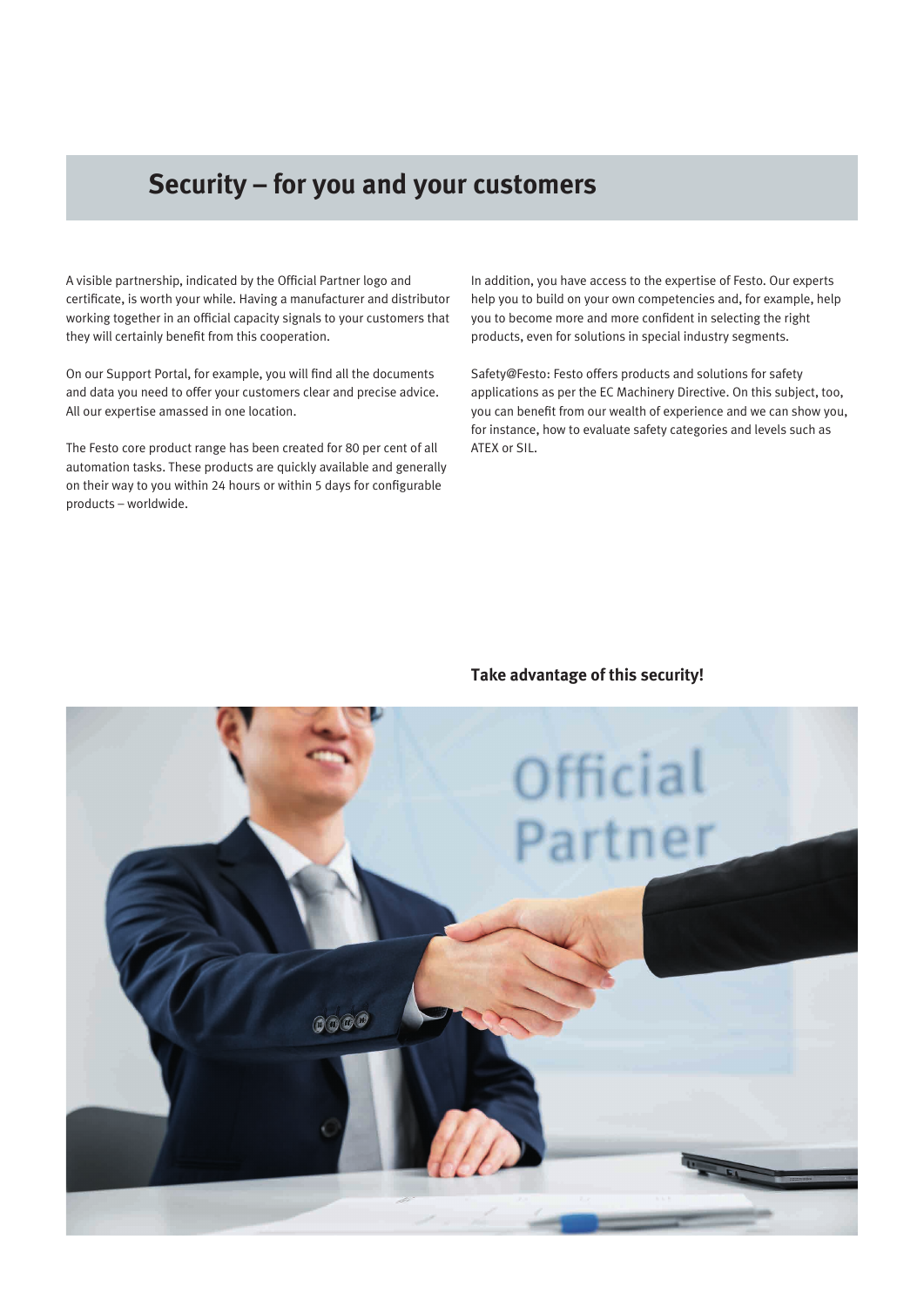# Security – for you and your customers

A visible partnership, indicated by the Official Partner logo and certificate, is worth your while. Having a manufacturer and distributor working together in an official capacity signals to your customers that they will certainly benefit from this cooperation.

On our Support Portal, for example, you will find all the documents and data you need to offer your customers clear and precise advice. All our expertise amassed in one location.

The Festo core product range has been created for 80 per cent of all automation tasks. These products are quickly available and generally on their way to you within 24 hours or within 5 days for configurable products – worldwide.

In addition, you have access to the expertise of Festo. Our experts help you to build on your own competencies and, for example, help you to become more and more confident in selecting the right products, even for solutions in special industry segments.

Safety@Festo: Festo offers products and solutions for safety applications as per the EC Machinery Directive. On this subject, too, you can benefit from our wealth of experience and we can show you, for instance, how to evaluate safety categories and levels such as ATEX or SIL.

**Take advantage of this security!**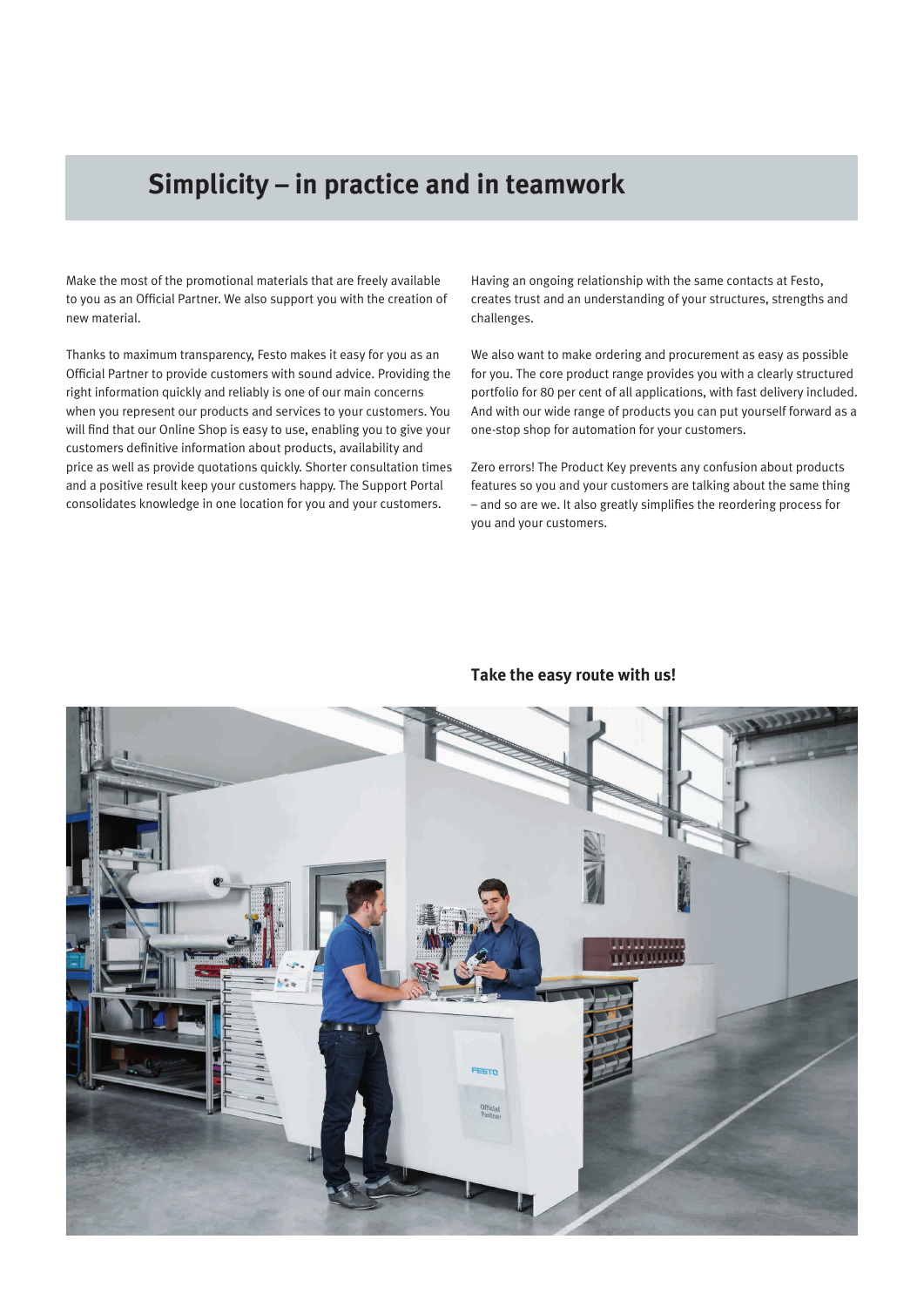# Simplicity – in practice and in teamwork

Make the most of the promotional materials that are freely available to you as an Official Partner. We also support you with the creation of new material.

Thanks to maximum transparency, Festo makes it easy for you as an Official Partner to provide customers with sound advice. Providing the right information quickly and reliably is one of our main concerns when you represent our products and services to your customers. You will find that our Online Shop is easy to use, enabling you to give your customers definitive information about products, availability and price as well as provide quotations quickly. Shorter consultation times and a positive result keep your customers happy. The Support Portal consolidates knowledge in one location for you and your customers.

Having an ongoing relationship with the same contacts at Festo, creates trust and an understanding of your structures, strengths and challenges.

We also want to make ordering and procurement as easy as possible for you. The core product range provides you with a clearly structured portfolio for 80 per cent of all applications, with fast delivery included. And with our wide range of products you can put yourself forward as a one-stop shop for automation for your customers.

Zero errors! The Product Key prevents any confusion about products features so you and your customers are talking about the same thing – and so are we. It also greatly simplifies the reordering process for you and your customers.

**Take the easy route with us!**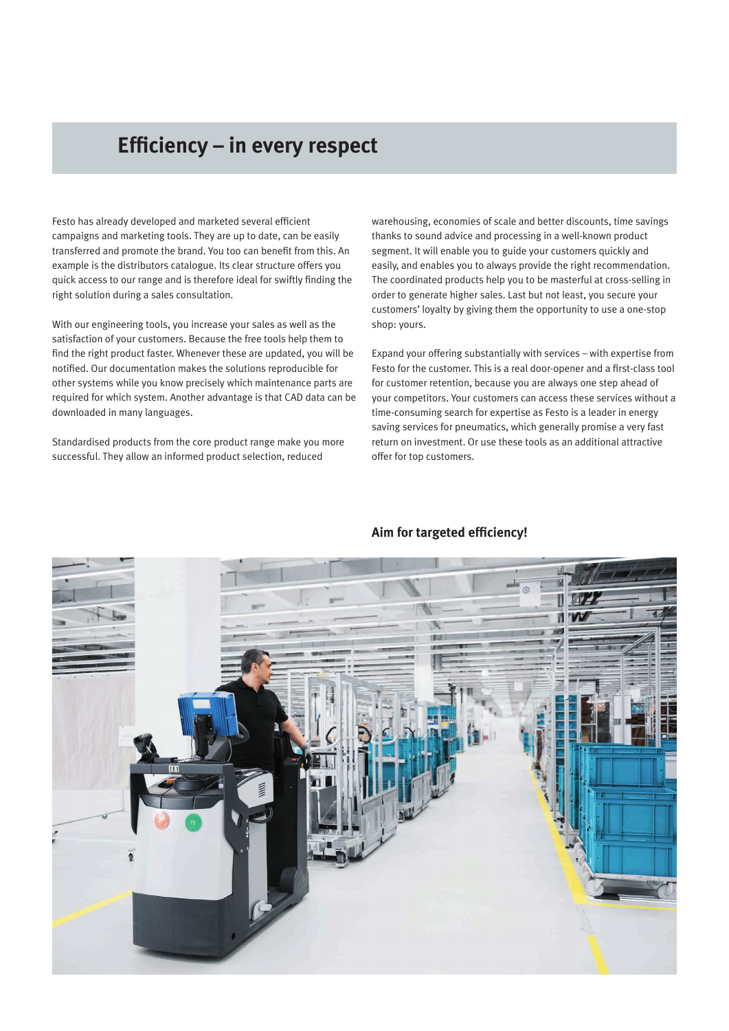# Efficiency – in every respect

Festo has already developed and marketed several efficient campaigns and marketing tools. They are up to date, can be easily transferred and promote the brand. You too can benefit from this. An example is the distributors catalogue. Its clear structure offers you quick access to our range and is therefore ideal for swiftly finding the right solution during a sales consultation.

With our engineering tools, you increase your sales as well as the satisfaction of your customers. Because the free tools help them to find the right product faster. Whenever these are updated, you will be notified. Our documentation makes the solutions reproducible for other systems while you know precisely which maintenance parts are required for which system. Another advantage is that CAD data can be downloaded in many languages.

Standardised products from the core product range make you more successful. They allow an informed product selection, reduced warehousing, economies of scale and better discounts, time savings thanks to sound advice and processing in a well-known product segment. It will enable you to guide your customers quickly and easily, and enables you to always provide the right recommendation. The coordinated products help you to be masterful at cross-selling in order to generate higher sales. Last but not least, you secure your customers' loyalty by giving them the opportunity to use a one-stop shop: yours.

Expand your offering substantially with services – with expertise from Festo for the customer. This is a real door-opener and a first-class tool for customer retention, because you are always one step ahead of your competitors. Your customers can access these services without a time-consuming search for expertise as Festo is a leader in energy saving services for pneumatics, which generally promise a very fast return on investment. Or use these tools as an additional attractive offer for top customers.

**Aim for targeted efficiency!**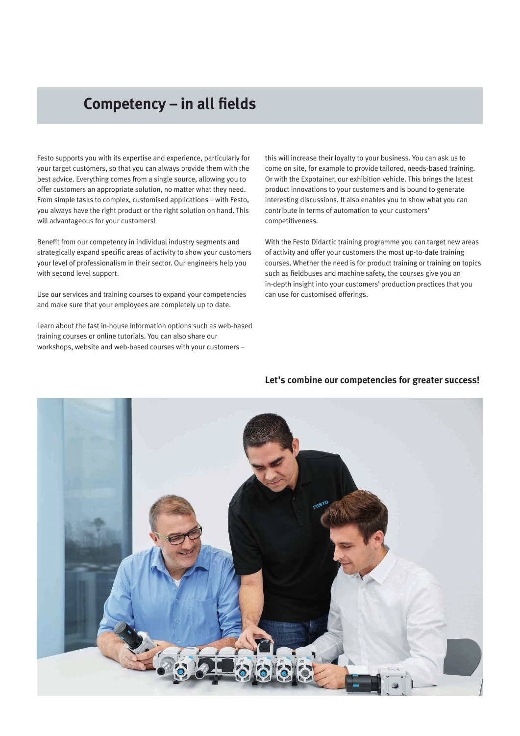# Competency – in all fields

Festo supports you with its expertise and experience, particularly for your target customers, so that you can always provide them with the best advice. Everything comes from a single source, allowing you to offer customers an appropriate solution, no matter what they need. From simple tasks to complex, customised applications – with Festo, you always have the right product or the right solution on hand. This will advantageous for your customers!

Benefit from our competency in individual industry segments and strategically expand specific areas of activity to show your customers your level of professionalism in their sector. Our engineers help you with second level support.

Use our services and training courses to expand your competencies and make sure that your employees are completely up to date.

Learn about the fast in-house information options such as web-based training courses or online tutorials. You can also share our workshops, website and web-based courses with your customers – this will increase their loyalty to your business. You can ask us to come on site, for example to provide tailored, needs-based training. Or with the Expotainer, our exhibition vehicle. This brings the latest product innovations to your customers and is bound to generate interesting discussions. It also enables you to show what you can contribute in terms of automation to your customers' competitiveness.

With the Festo Didactic training programme you can target new areas of activity and offer your customers the most up-to-date training courses. Whether the need is for product training or training on topics such as fieldbuses and machine safety, the courses give you an in-depth insight into your customers' production practices that you can use for customised offerings.

**Let's combine our competencies for greater success!**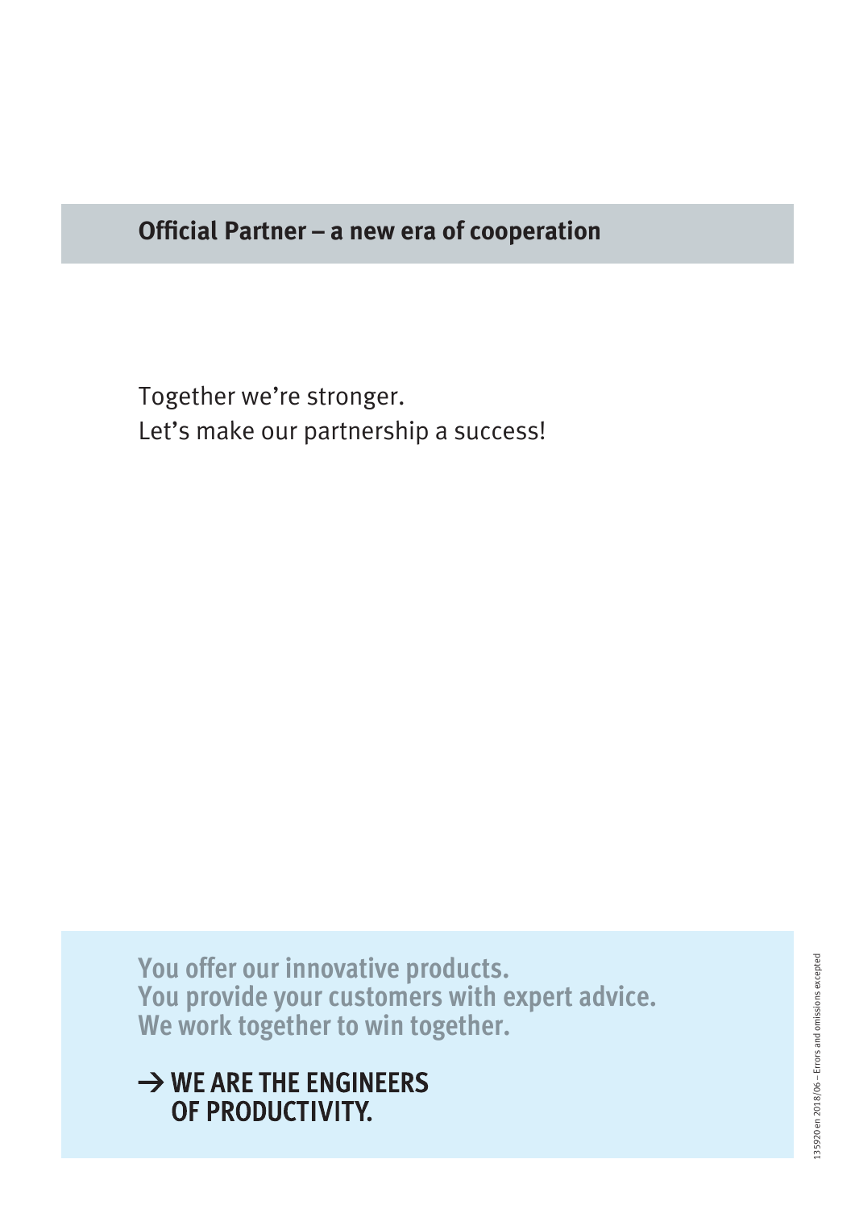## Official Partner – a new era of cooperation

Together we’re stronger.
Let’s make our partnership a success!

**You offer our innovative products.**
**You provide your customers with expert advice.**
**We work together to win together.**

**→ WE ARE THE ENGINEERS OF PRODUCTIVITY.**

135920 en 2018/06 – Errors and omissions excepted